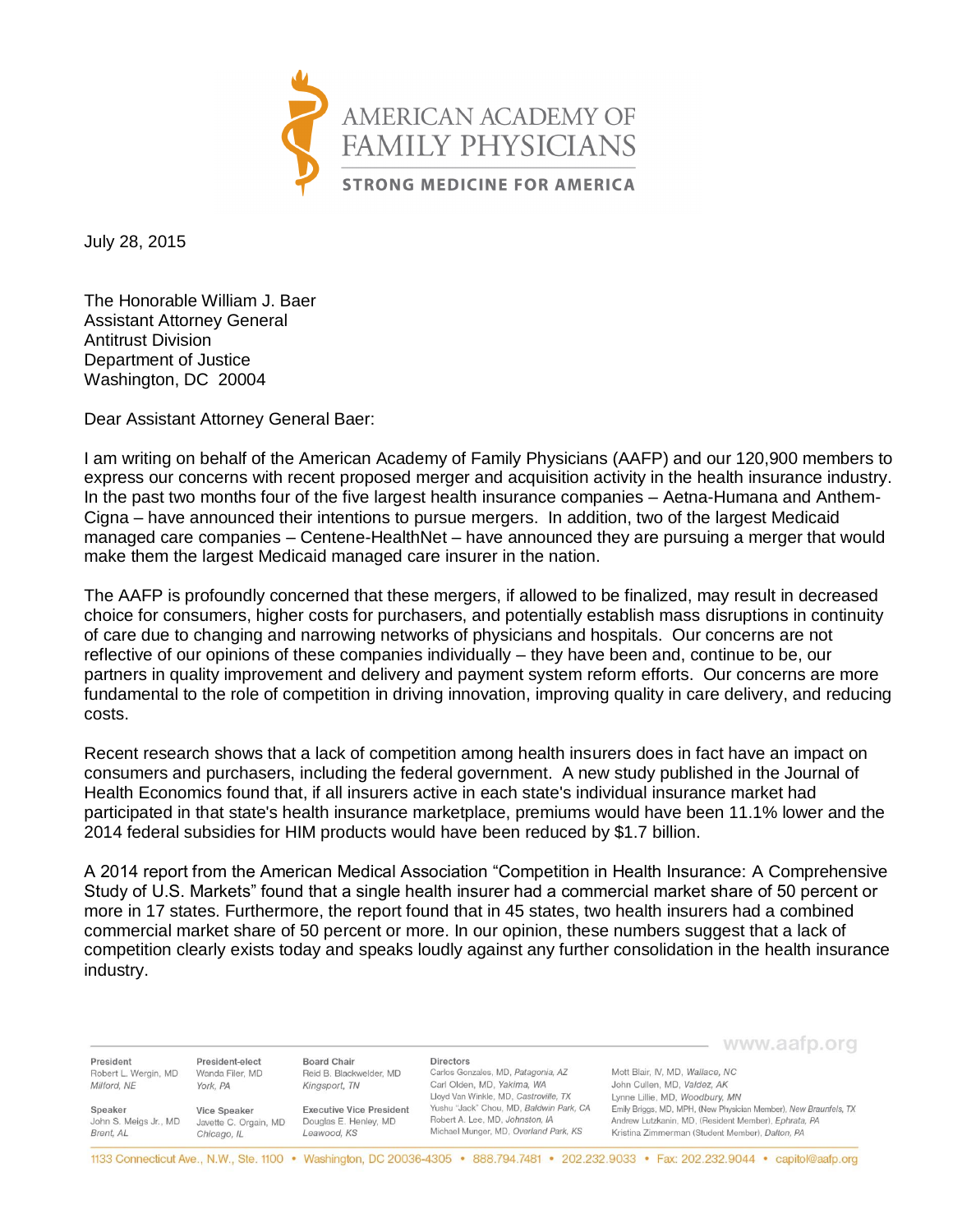AMERICAN ACADEMY OF FAMILY PHYSICIANS

STRONG MEDICINE FOR AMERICA

July 28, 2015

The Honorable William J. Baer
Assistant Attorney General
Antitrust Division
Department of Justice
Washington, DC 20004

Dear Assistant Attorney General Baer:

I am writing on behalf of the American Academy of Family Physicians (AAFP) and our 120,900 members to express our concerns with recent proposed merger and acquisition activity in the health insurance industry. In the past two months four of the five largest health insurance companies – Aetna-Humana and Anthem-Cigna – have announced their intentions to pursue mergers. In addition, two of the largest Medicaid managed care companies – Centene-HealthNet – have announced they are pursuing a merger that would make them the largest Medicaid managed care insurer in the nation.

The AAFP is profoundly concerned that these mergers, if allowed to be finalized, may result in decreased choice for consumers, higher costs for purchasers, and potentially establish mass disruptions in continuity of care due to changing and narrowing networks of physicians and hospitals. Our concerns are not reflective of our opinions of these companies individually – they have been and, continue to be, our partners in quality improvement and delivery and payment system reform efforts. Our concerns are more fundamental to the role of competition in driving innovation, improving quality in care delivery, and reducing costs.

Recent research shows that a lack of competition among health insurers does in fact have an impact on consumers and purchasers, including the federal government. A new study published in the Journal of Health Economics found that, if all insurers active in each state's individual insurance market had participated in that state's health insurance marketplace, premiums would have been 11.1% lower and the 2014 federal subsidies for HIM products would have been reduced by $1.7 billion.

A 2014 report from the American Medical Association "Competition in Health Insurance: A Comprehensive Study of U.S. Markets" found that a single health insurer had a commercial market share of 50 percent or more in 17 states. Furthermore, the report found that in 45 states, two health insurers had a combined commercial market share of 50 percent or more. In our opinion, these numbers suggest that a lack of competition clearly exists today and speaks loudly against any further consolidation in the health insurance industry.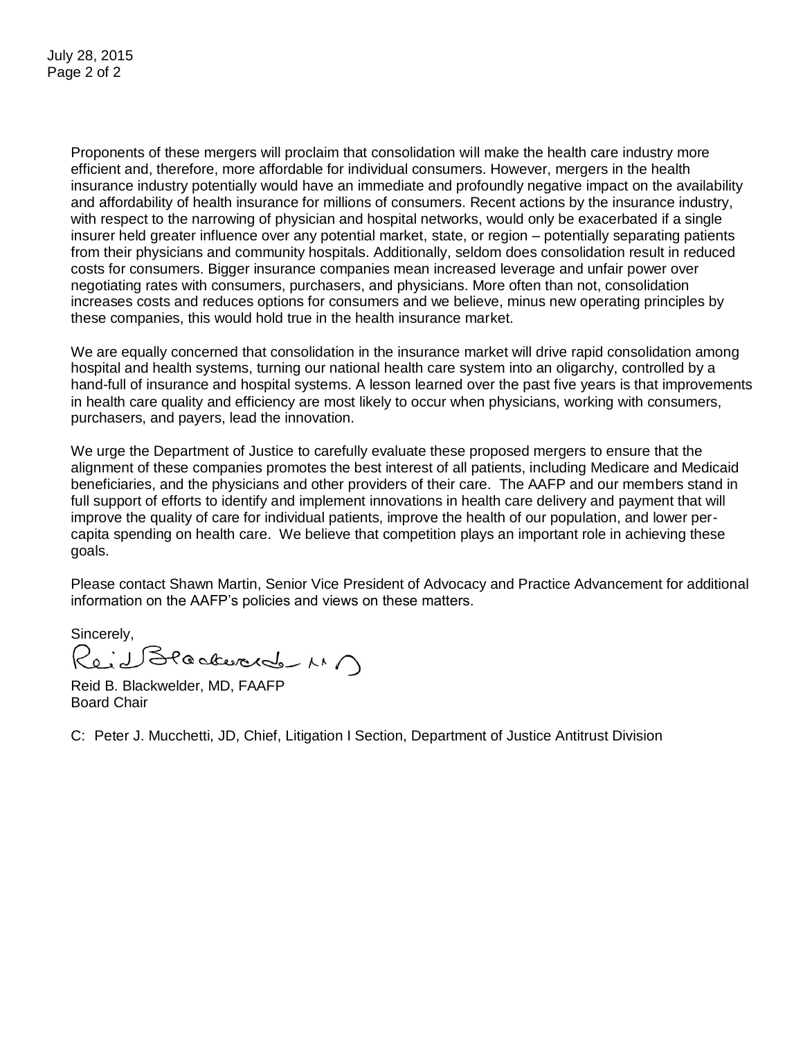Proponents of these mergers will proclaim that consolidation will make the health care industry more efficient and, therefore, more affordable for individual consumers. However, mergers in the health insurance industry potentially would have an immediate and profoundly negative impact on the availability and affordability of health insurance for millions of consumers. Recent actions by the insurance industry, with respect to the narrowing of physician and hospital networks, would only be exacerbated if a single insurer held greater influence over any potential market, state, or region – potentially separating patients from their physicians and community hospitals. Additionally, seldom does consolidation result in reduced costs for consumers. Bigger insurance companies mean increased leverage and unfair power over negotiating rates with consumers, purchasers, and physicians. More often than not, consolidation increases costs and reduces options for consumers and we believe, minus new operating principles by these companies, this would hold true in the health insurance market.

We are equally concerned that consolidation in the insurance market will drive rapid consolidation among hospital and health systems, turning our national health care system into an oligarchy, controlled by a hand-full of insurance and hospital systems. A lesson learned over the past five years is that improvements in health care quality and efficiency are most likely to occur when physicians, working with consumers, purchasers, and payers, lead the innovation.

We urge the Department of Justice to carefully evaluate these proposed mergers to ensure that the alignment of these companies promotes the best interest of all patients, including Medicare and Medicaid beneficiaries, and the physicians and other providers of their care. The AAFP and our members stand in full support of efforts to identify and implement innovations in health care delivery and payment that will improve the quality of care for individual patients, improve the health of our population, and lower per-capita spending on health care. We believe that competition plays an important role in achieving these goals.

Please contact Shawn Martin, Senior Vice President of Advocacy and Practice Advancement for additional information on the AAFP's policies and views on these matters.

Sincerely,

Reid B. Blackwelder, MD, FAAFP
Board Chair

C: Peter J. Mucchetti, JD, Chief, Litigation I Section, Department of Justice Antitrust Division